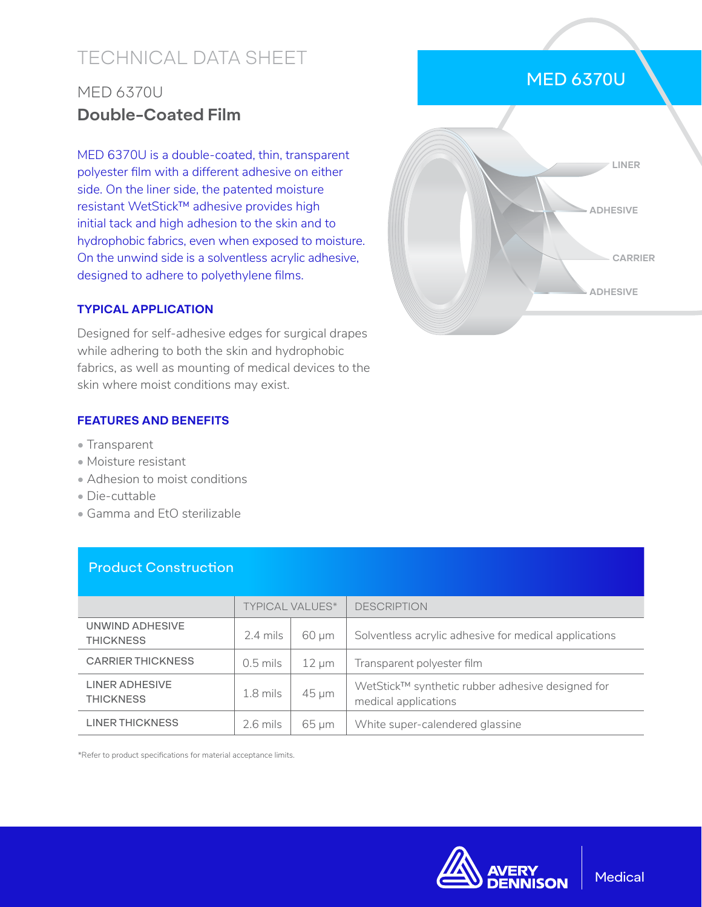# TECHNICAL DATA SHEET

## MED 6370U

## **Double-Coated Film**

MED 6370U is a double-coated, thin, transparent polyester film with a different adhesive on either side. On the liner side, the patented moisture resistant WetStick™ adhesive provides high initial tack and high adhesion to the skin and to hydrophobic fabrics, even when exposed to moisture. On the unwind side is a solventless acrylic adhesive, designed to adhere to polyethylene films.

MED 6370U

LINER

ADHESIVE

CARRIER

ADHESIVE

### TYPICAL APPLICATION

Designed for self-adhesive edges for surgical drapes while adhering to both the skin and hydrophobic fabrics, as well as mounting of medical devices to the skin where moist conditions may exist.

### FEATURES AND BENEFITS

- Transparent
- Moisture resistant
- Adhesion to moist conditions
- Die-cuttable
- Gamma and EtO sterilizable

### Product Construction

| | TYPICAL VALUES* | | DESCRIPTION |
|---|---|---|---|
| UNWIND ADHESIVE THICKNESS | 2.4 mils | 60 µm | Solventless acrylic adhesive for medical applications |
| CARRIER THICKNESS | 0.5 mils | 12 µm | Transparent polyester film |
| LINER ADHESIVE THICKNESS | 1.8 mils | 45 µm | WetStick™ synthetic rubber adhesive designed for medical applications |
| LINER THICKNESS | 2.6 mils | 65 µm | White super-calendered glassine |

*Refer to product specifications for material acceptance limits.

AVERY DENNISON | Medical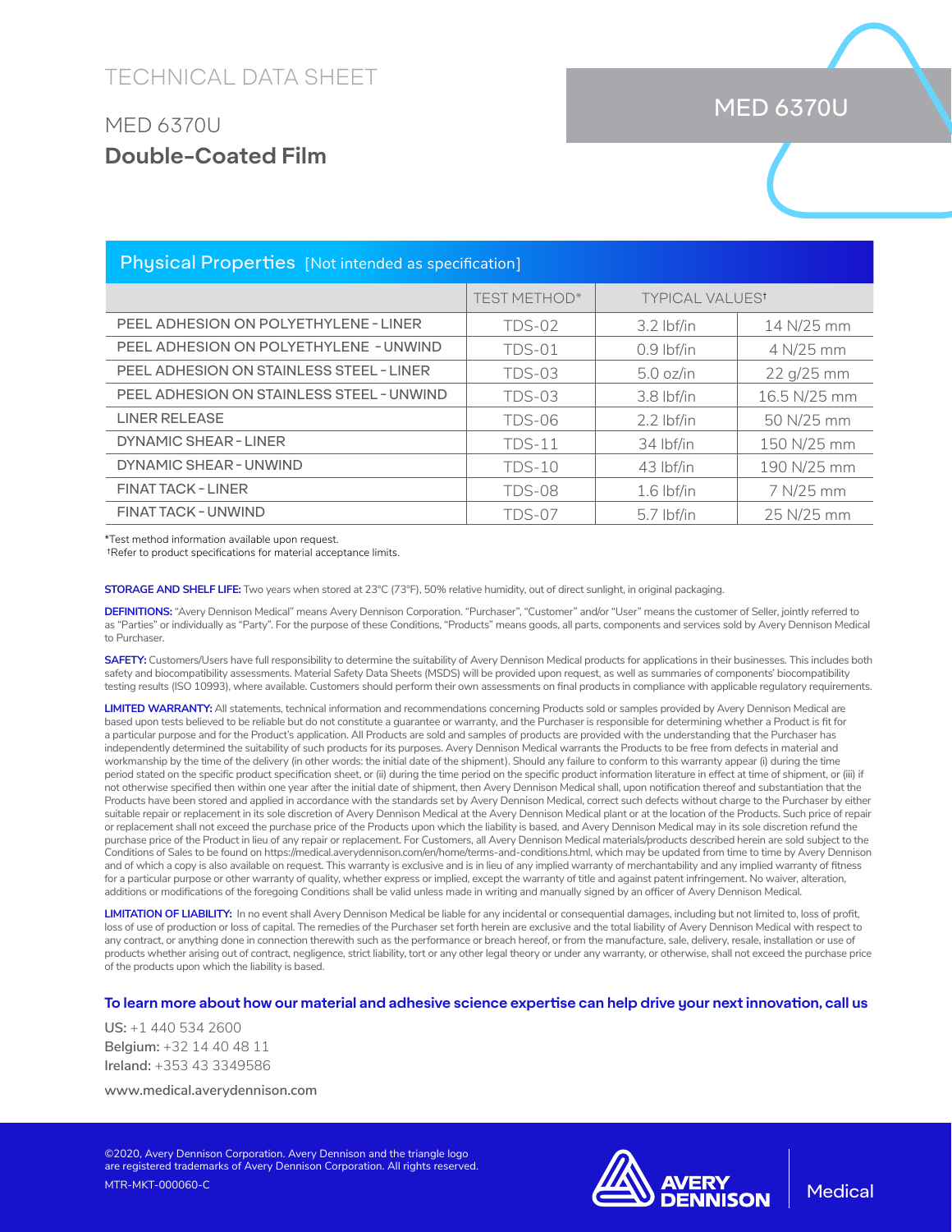# TECHNICAL DATA SHEET

## MED 6370U

## **Double-Coated Film**

MED 6370U

### Physical Properties [Not intended as specification]

| | TEST METHOD* | TYPICAL VALUES† | |
|---|---|---|---|
| PEEL ADHESION ON POLYETHYLENE - LINER | TDS-02 | 3.2 lbf/in | 14 N/25 mm |
| PEEL ADHESION ON POLYETHYLENE - UNWIND | TDS-01 | 0.9 lbf/in | 4 N/25 mm |
| PEEL ADHESION ON STAINLESS STEEL - LINER | TDS-03 | 5.0 oz/in | 22 g/25 mm |
| PEEL ADHESION ON STAINLESS STEEL - UNWIND | TDS-03 | 3.8 lbf/in | 16.5 N/25 mm |
| LINER RELEASE | TDS-06 | 2.2 lbf/in | 50 N/25 mm |
| DYNAMIC SHEAR - LINER | TDS-11 | 34 lbf/in | 150 N/25 mm |
| DYNAMIC SHEAR - UNWIND | TDS-10 | 43 lbf/in | 190 N/25 mm |
| FINAT TACK - LINER | TDS-08 | 1.6 lbf/in | 7 N/25 mm |
| FINAT TACK - UNWIND | TDS-07 | 5.7 lbf/in | 25 N/25 mm |

*Test method information available upon request.
†Refer to product specifications for material acceptance limits.

**STORAGE AND SHELF LIFE:** Two years when stored at 23°C (73°F), 50% relative humidity, out of direct sunlight, in original packaging.

**DEFINITIONS:** "Avery Dennison Medical" means Avery Dennison Corporation. "Purchaser", "Customer" and/or "User" means the customer of Seller, jointly referred to as "Parties" or individually as "Party". For the purpose of these Conditions, "Products" means goods, all parts, components and services sold by Avery Dennison Medical to Purchaser.

**SAFETY:** Customers/Users have full responsibility to determine the suitability of Avery Dennison Medical products for applications in their businesses. This includes both safety and biocompatibility assessments. Material Safety Data Sheets (MSDS) will be provided upon request, as well as summaries of components' biocompatibility testing results (ISO 10993), where available. Customers should perform their own assessments on final products in compliance with applicable regulatory requirements.

**LIMITED WARRANTY:** All statements, technical information and recommendations concerning Products sold or samples provided by Avery Dennison Medical are based upon tests believed to be reliable but do not constitute a guarantee or warranty, and the Purchaser is responsible for determining whether a Product is fit for a particular purpose and for the Product's application. All Products are sold and samples of products are provided with the understanding that the Purchaser has independently determined the suitability of such products for its purposes. Avery Dennison Medical warrants the Products to be free from defects in material and workmanship by the time of the delivery (in other words: the initial date of the shipment). Should any failure to conform to this warranty appear (i) during the time period stated on the specific product specification sheet, or (ii) during the time period on the specific product information literature in effect at time of shipment, or (iii) if not otherwise specified then within one year after the initial date of shipment, then Avery Dennison Medical shall, upon notification thereof and substantiation that the Products have been stored and applied in accordance with the standards set by Avery Dennison Medical, correct such defects without charge to the Purchaser by either suitable repair or replacement in its sole discretion of Avery Dennison Medical at the Avery Dennison Medical plant or at the location of the Products. Such price of repair or replacement shall not exceed the purchase price of the Products upon which the liability is based, and Avery Dennison Medical may in its sole discretion refund the purchase price of the Product in lieu of any repair or replacement. For Customers, all Avery Dennison Medical materials/products described herein are sold subject to the Conditions of Sales to be found on https://medical.averydennison.com/en/home/terms-and-conditions.html, which may be updated from time to time by Avery Dennison and of which a copy is also available on request. This warranty is exclusive and is in lieu of any implied warranty of merchantability and any implied warranty of fitness for a particular purpose or other warranty of quality, whether express or implied, except the warranty of title and against patent infringement. No waiver, alteration, additions or modifications of the foregoing Conditions shall be valid unless made in writing and manually signed by an officer of Avery Dennison Medical.

**LIMITATION OF LIABILITY:** In no event shall Avery Dennison Medical be liable for any incidental or consequential damages, including but not limited to, loss of profit, loss of use of production or loss of capital. The remedies of the Purchaser set forth herein are exclusive and the total liability of Avery Dennison Medical with respect to any contract, or anything done in connection therewith such as the performance or breach hereof, or from the manufacture, sale, delivery, resale, installation or use of products whether arising out of contract, negligence, strict liability, tort or any other legal theory or under any warranty, or otherwise, shall not exceed the purchase price of the products upon which the liability is based.

**To learn more about how our material and adhesive science expertise can help drive your next innovation, call us**

**US:** +1 440 534 2600
**Belgium:** +32 14 40 48 11
**Ireland:** +353 43 3349586

www.medical.averydennison.com

©2020, Avery Dennison Corporation. Avery Dennison and the triangle logo are registered trademarks of Avery Dennison Corporation. All rights reserved.

MTR-MKT-000060-C

AVERY DENNISON Medical